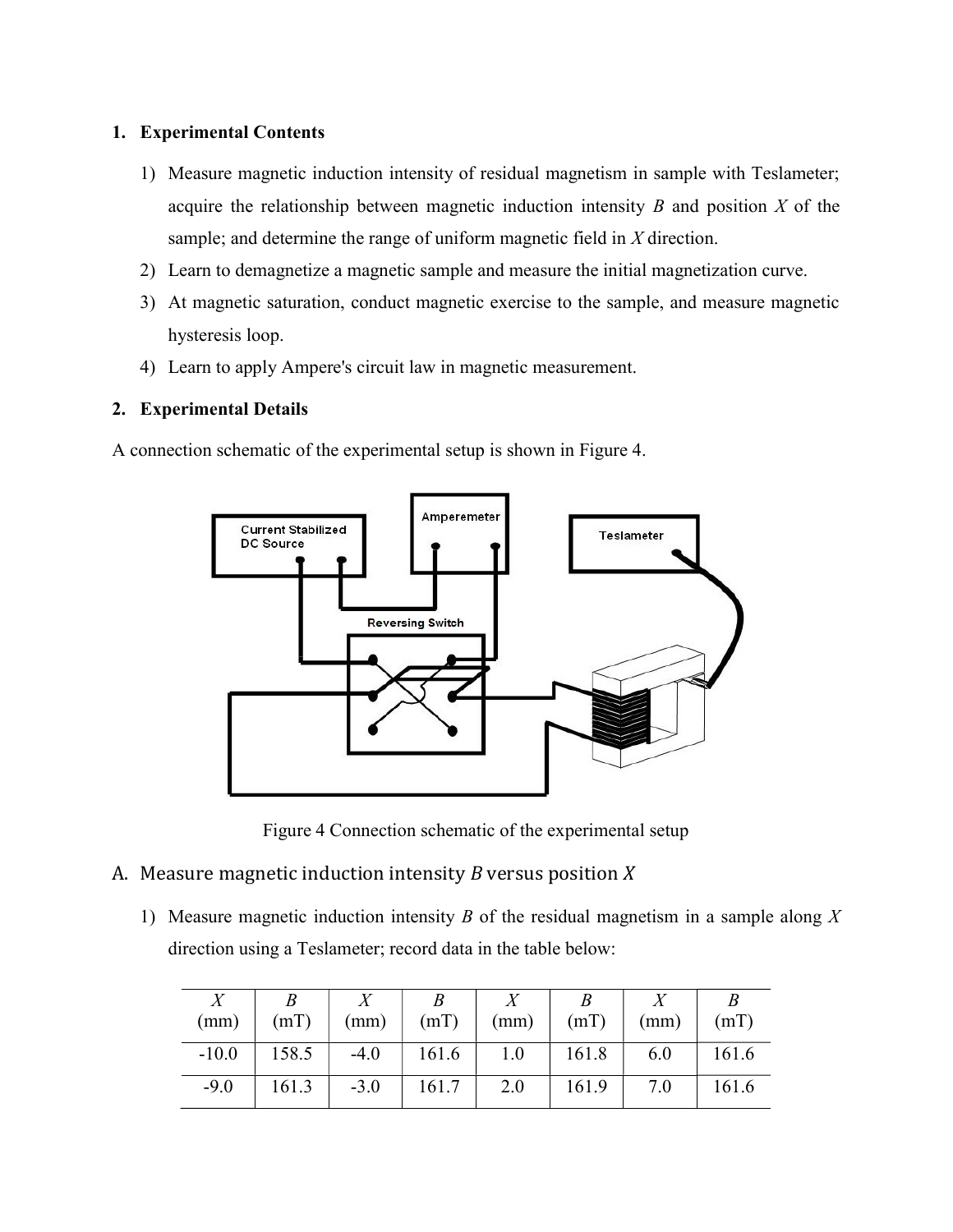## 1. Experimental Contents

1) Measure magnetic induction intensity of residual magnetism in sample with Teslameter; acquire the relationship between magnetic induction intensity $B$ and position $X$ of the sample; and determine the range of uniform magnetic field in $X$ direction.
2) Learn to demagnetize a magnetic sample and measure the initial magnetization curve.
3) At magnetic saturation, conduct magnetic exercise to the sample, and measure magnetic hysteresis loop.
4) Learn to apply Ampere's circuit law in magnetic measurement.

## 2. Experimental Details

A connection schematic of the experimental setup is shown in Figure 4.

Figure 4 Connection schematic of the experimental setup

### A. Measure magnetic induction intensity $B$ versus position $X$

1) Measure magnetic induction intensity $B$ of the residual magnetism in a sample along $X$ direction using a Teslameter; record data in the table below:

| $X$ (mm) | $B$ (mT) | $X$ (mm) | $B$ (mT) | $X$ (mm) | $B$ (mT) | $X$ (mm) | $B$ (mT) |
|---|---|---|---|---|---|---|---|
| -10.0 | 158.5 | -4.0 | 161.6 | 1.0 | 161.8 | 6.0 | 161.6 |
| -9.0 | 161.3 | -3.0 | 161.7 | 2.0 | 161.9 | 7.0 | 161.6 |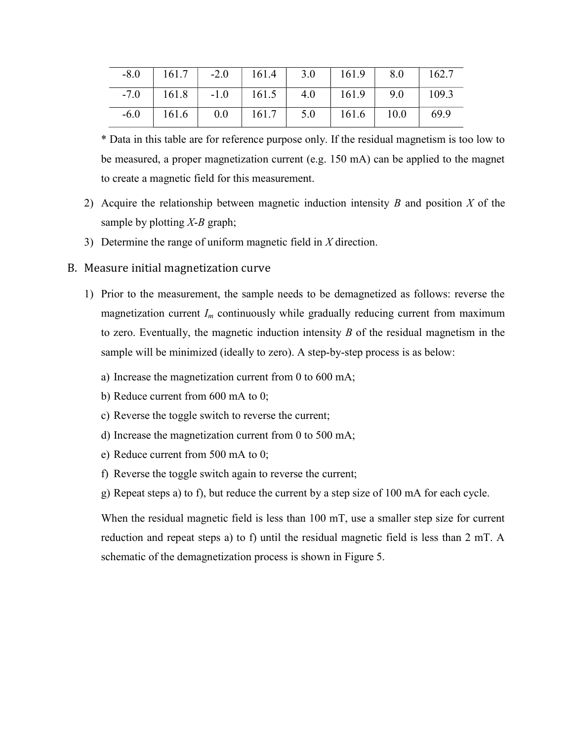| -8.0 | 161.7 | -2.0 | 161.4 | 3.0 | 161.9 | 8.0 | 162.7 |
|---|---|---|---|---|---|---|---|
| -7.0 | 161.8 | -1.0 | 161.5 | 4.0 | 161.9 | 9.0 | 109.3 |
| -6.0 | 161.6 | 0.0 | 161.7 | 5.0 | 161.6 | 10.0 | 69.9 |

* Data in this table are for reference purpose only. If the residual magnetism is too low to be measured, a proper magnetization current (e.g. 150 mA) can be applied to the magnet to create a magnetic field for this measurement.

2) Acquire the relationship between magnetic induction intensity $B$ and position $X$ of the sample by plotting $X$-$B$ graph;
3) Determine the range of uniform magnetic field in $X$ direction.

## B. Measure initial magnetization curve

1) Prior to the measurement, the sample needs to be demagnetized as follows: reverse the magnetization current $I_m$ continuously while gradually reducing current from maximum to zero. Eventually, the magnetic induction intensity $B$ of the residual magnetism in the sample will be minimized (ideally to zero). A step-by-step process is as below:

   a) Increase the magnetization current from 0 to 600 mA;
   b) Reduce current from 600 mA to 0;
   c) Reverse the toggle switch to reverse the current;
   d) Increase the magnetization current from 0 to 500 mA;
   e) Reduce current from 500 mA to 0;
   f) Reverse the toggle switch again to reverse the current;
   g) Repeat steps a) to f), but reduce the current by a step size of 100 mA for each cycle.

   When the residual magnetic field is less than 100 mT, use a smaller step size for current reduction and repeat steps a) to f) until the residual magnetic field is less than 2 mT. A schematic of the demagnetization process is shown in Figure 5.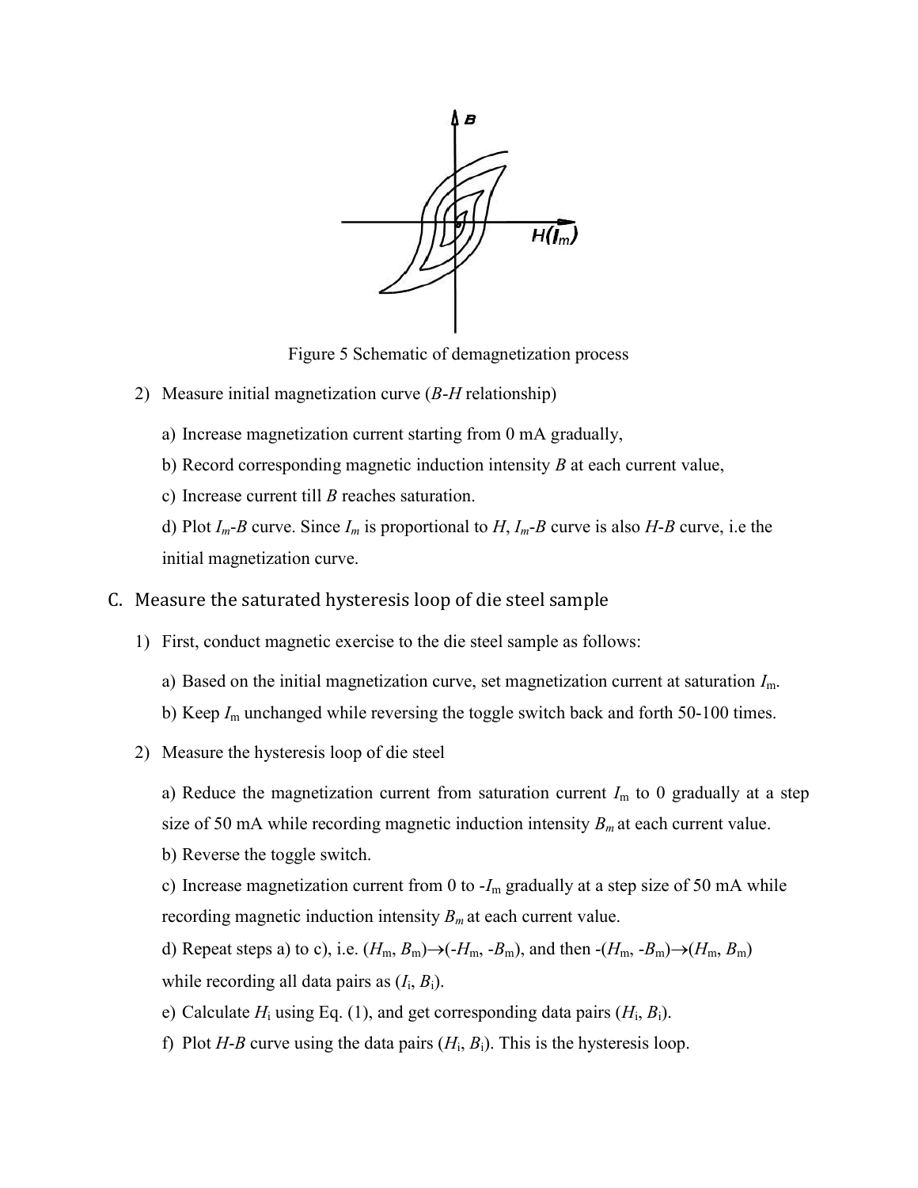Figure 5 Schematic of demagnetization process

2) Measure initial magnetization curve ($B$-$H$ relationship)

   a) Increase magnetization current starting from 0 mA gradually,

   b) Record corresponding magnetic induction intensity $B$ at each current value,

   c) Increase current till $B$ reaches saturation.

   d) Plot $I_m$-$B$ curve. Since $I_m$ is proportional to $H$, $I_m$-$B$ curve is also $H$-$B$ curve, i.e the initial magnetization curve.

## C. Measure the saturated hysteresis loop of die steel sample

1) First, conduct magnetic exercise to the die steel sample as follows:

   a) Based on the initial magnetization curve, set magnetization current at saturation $I_m$.

   b) Keep $I_m$ unchanged while reversing the toggle switch back and forth 50-100 times.

2) Measure the hysteresis loop of die steel

   a) Reduce the magnetization current from saturation current $I_m$ to 0 gradually at a step size of 50 mA while recording magnetic induction intensity $B_m$ at each current value.

   b) Reverse the toggle switch.

   c) Increase magnetization current from 0 to $-I_m$ gradually at a step size of 50 mA while recording magnetic induction intensity $B_m$ at each current value.

   d) Repeat steps a) to c), i.e. $(H_m, B_m) \rightarrow (-H_m, -B_m)$, and then $-(H_m, -B_m) \rightarrow (H_m, B_m)$ while recording all data pairs as $(I_i, B_i)$.

   e) Calculate $H_i$ using Eq. (1), and get corresponding data pairs $(H_i, B_i)$.

   f) Plot $H$-$B$ curve using the data pairs $(H_i, B_i)$. This is the hysteresis loop.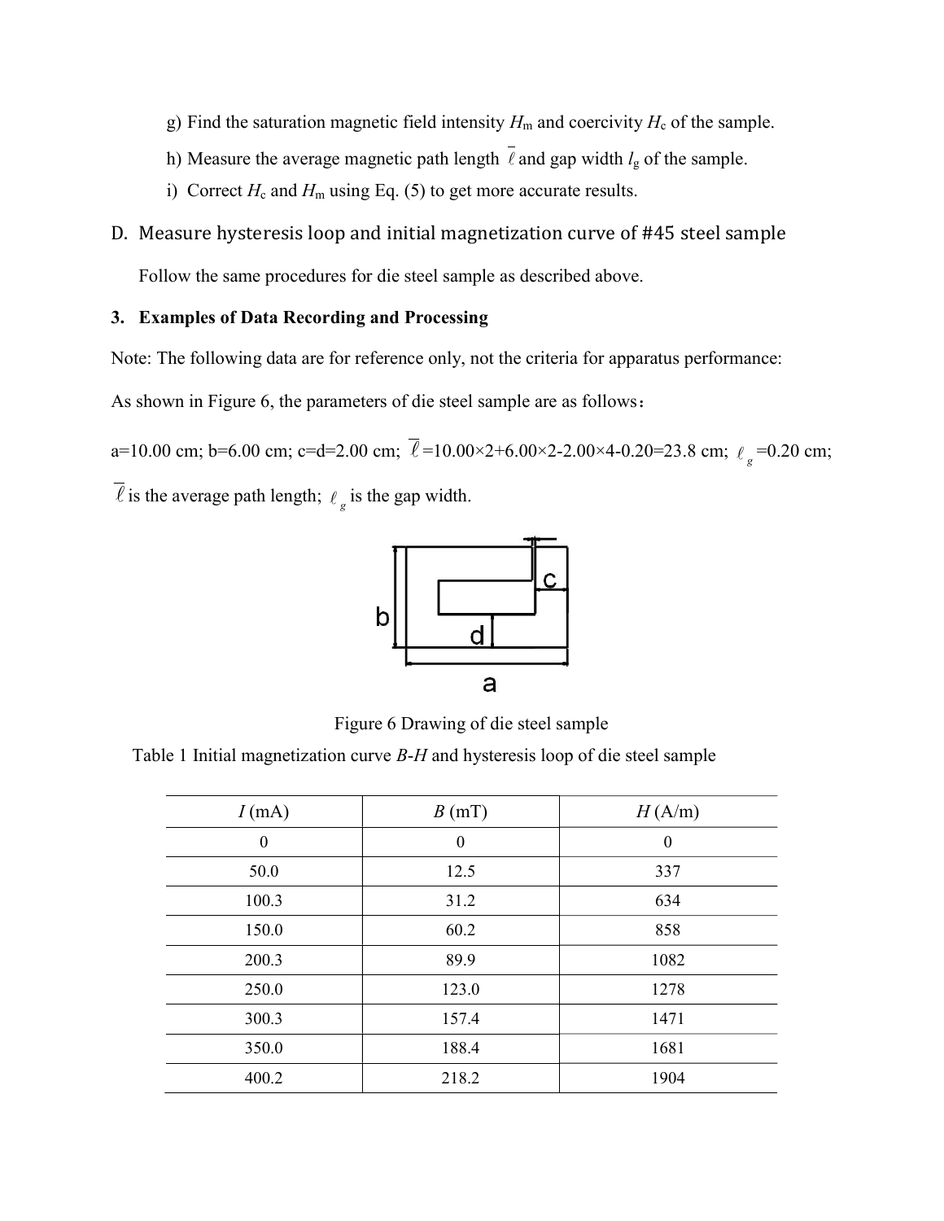g) Find the saturation magnetic field intensity $H_m$ and coercivity $H_c$ of the sample.

h) Measure the average magnetic path length $\overline{\ell}$ and gap width $l_g$ of the sample.

i) Correct $H_c$ and $H_m$ using Eq. (5) to get more accurate results.

## D. Measure hysteresis loop and initial magnetization curve of #45 steel sample

Follow the same procedures for die steel sample as described above.

### 3. Examples of Data Recording and Processing

Note: The following data are for reference only, not the criteria for apparatus performance:

As shown in Figure 6, the parameters of die steel sample are as follows：

a=10.00 cm; b=6.00 cm; c=d=2.00 cm; $\overline{\ell}$=10.00×2+6.00×2-2.00×4-0.20=23.8 cm; $\ell_g$=0.20 cm;

$\overline{\ell}$ is the average path length; $\ell_g$ is the gap width.

Figure 6 Drawing of die steel sample

Table 1 Initial magnetization curve *B*-*H* and hysteresis loop of die steel sample

| *I* (mA) | *B* (mT) | *H* (A/m) |
|---|---|---|
| 0 | 0 | 0 |
| 50.0 | 12.5 | 337 |
| 100.3 | 31.2 | 634 |
| 150.0 | 60.2 | 858 |
| 200.3 | 89.9 | 1082 |
| 250.0 | 123.0 | 1278 |
| 300.3 | 157.4 | 1471 |
| 350.0 | 188.4 | 1681 |
| 400.2 | 218.2 | 1904 |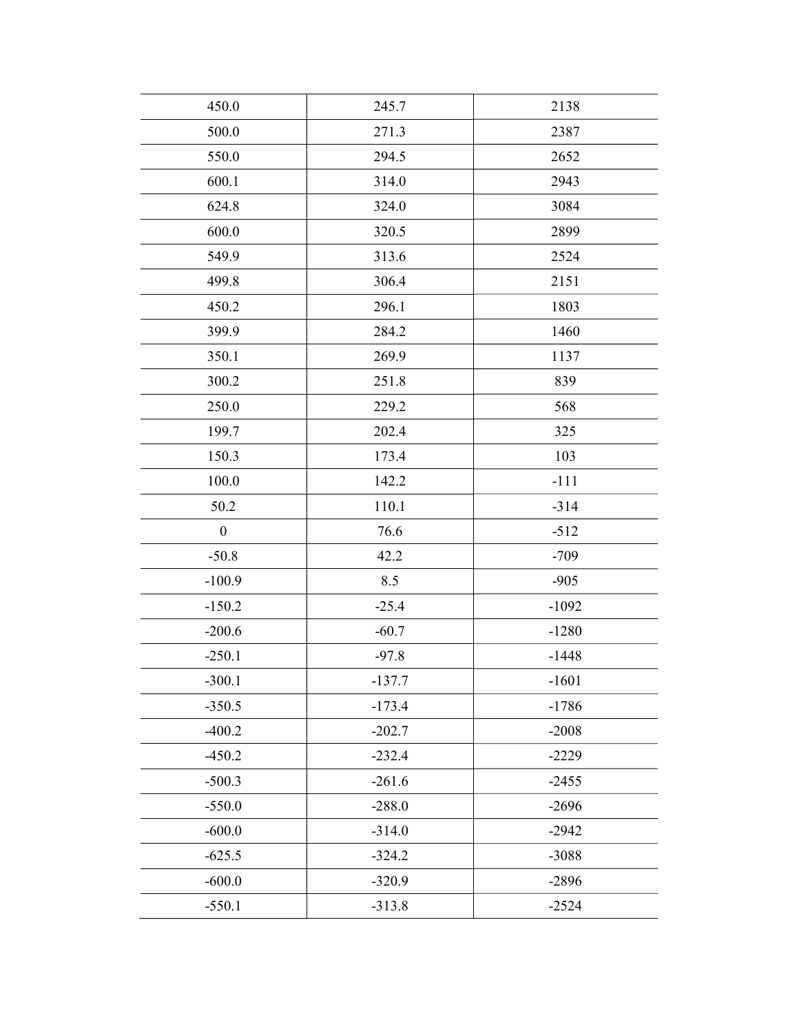| | | |
|---|---|---|
| 450.0 | 245.7 | 2138 |
| 500.0 | 271.3 | 2387 |
| 550.0 | 294.5 | 2652 |
| 600.1 | 314.0 | 2943 |
| 624.8 | 324.0 | 3084 |
| 600.0 | 320.5 | 2899 |
| 549.9 | 313.6 | 2524 |
| 499.8 | 306.4 | 2151 |
| 450.2 | 296.1 | 1803 |
| 399.9 | 284.2 | 1460 |
| 350.1 | 269.9 | 1137 |
| 300.2 | 251.8 | 839 |
| 250.0 | 229.2 | 568 |
| 199.7 | 202.4 | 325 |
| 150.3 | 173.4 | 103 |
| 100.0 | 142.2 | -111 |
| 50.2 | 110.1 | -314 |
| 0 | 76.6 | -512 |
| -50.8 | 42.2 | -709 |
| -100.9 | 8.5 | -905 |
| -150.2 | -25.4 | -1092 |
| -200.6 | -60.7 | -1280 |
| -250.1 | -97.8 | -1448 |
| -300.1 | -137.7 | -1601 |
| -350.5 | -173.4 | -1786 |
| -400.2 | -202.7 | -2008 |
| -450.2 | -232.4 | -2229 |
| -500.3 | -261.6 | -2455 |
| -550.0 | -288.0 | -2696 |
| -600.0 | -314.0 | -2942 |
| -625.5 | -324.2 | -3088 |
| -600.0 | -320.9 | -2896 |
| -550.1 | -313.8 | -2524 |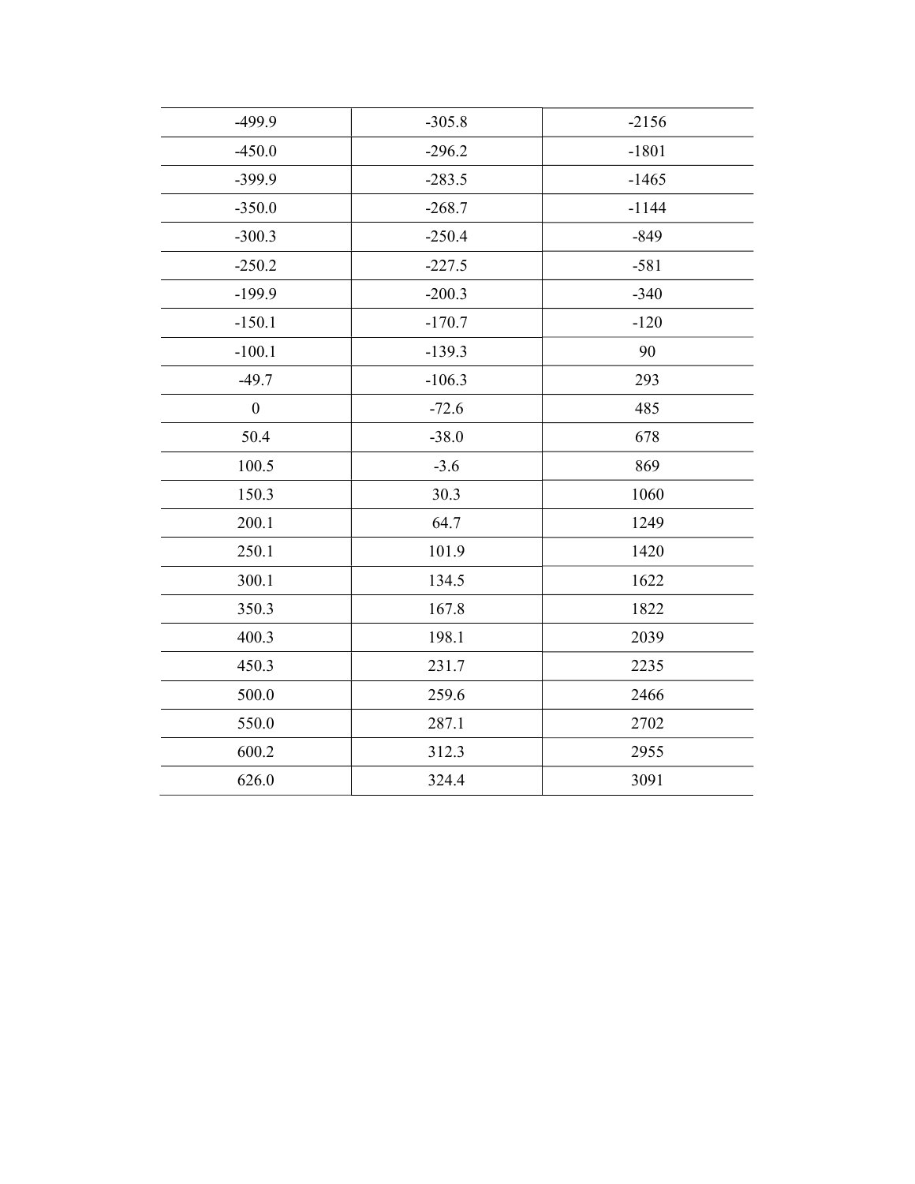| | | |
|---|---|---|
| -499.9 | -305.8 | -2156 |
| -450.0 | -296.2 | -1801 |
| -399.9 | -283.5 | -1465 |
| -350.0 | -268.7 | -1144 |
| -300.3 | -250.4 | -849 |
| -250.2 | -227.5 | -581 |
| -199.9 | -200.3 | -340 |
| -150.1 | -170.7 | -120 |
| -100.1 | -139.3 | 90 |
| -49.7 | -106.3 | 293 |
| 0 | -72.6 | 485 |
| 50.4 | -38.0 | 678 |
| 100.5 | -3.6 | 869 |
| 150.3 | 30.3 | 1060 |
| 200.1 | 64.7 | 1249 |
| 250.1 | 101.9 | 1420 |
| 300.1 | 134.5 | 1622 |
| 350.3 | 167.8 | 1822 |
| 400.3 | 198.1 | 2039 |
| 450.3 | 231.7 | 2235 |
| 500.0 | 259.6 | 2466 |
| 550.0 | 287.1 | 2702 |
| 600.2 | 312.3 | 2955 |
| 626.0 | 324.4 | 3091 |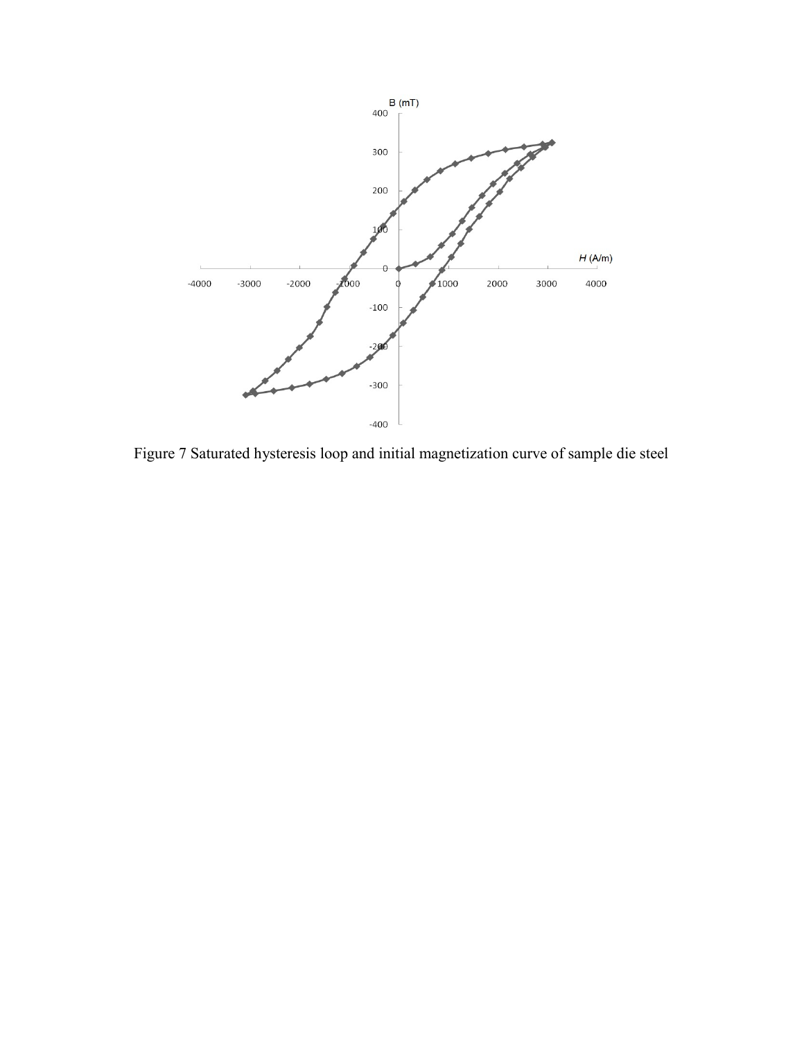B (mT)

400

300

200

100

0

-100

-200

-300

-400

H (A/m)

-4000 -3000 -2000 -1000 0 1000 2000 3000 4000

Figure 7 Saturated hysteresis loop and initial magnetization curve of sample die steel